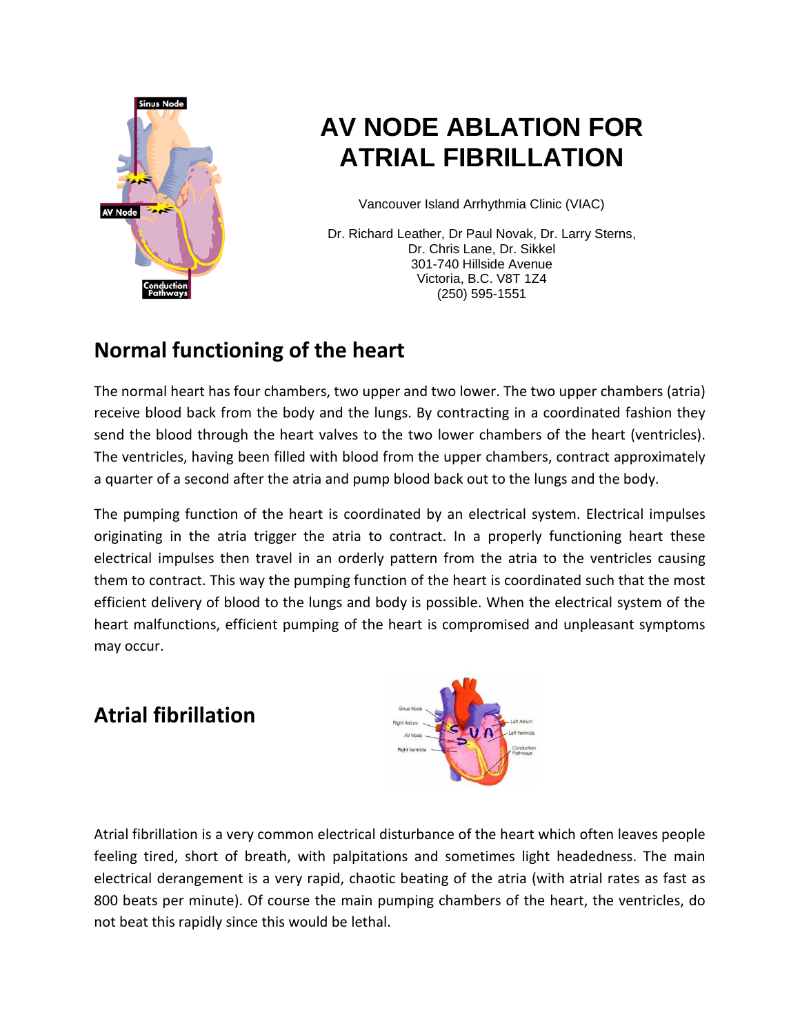# AV NODE ABLATION FOR ATRIAL FIBRILLATION

Vancouver Island Arrhythmia Clinic (VIAC)

Dr. Richard Leather, Dr Paul Novak, Dr. Larry Sterns,
Dr. Chris Lane, Dr. Sikkel
301-740 Hillside Avenue
Victoria, B.C. V8T 1Z4
(250) 595-1551

## Normal functioning of the heart

The normal heart has four chambers, two upper and two lower. The two upper chambers (atria) receive blood back from the body and the lungs. By contracting in a coordinated fashion they send the blood through the heart valves to the two lower chambers of the heart (ventricles). The ventricles, having been filled with blood from the upper chambers, contract approximately a quarter of a second after the atria and pump blood back out to the lungs and the body.

The pumping function of the heart is coordinated by an electrical system. Electrical impulses originating in the atria trigger the atria to contract. In a properly functioning heart these electrical impulses then travel in an orderly pattern from the atria to the ventricles causing them to contract. This way the pumping function of the heart is coordinated such that the most efficient delivery of blood to the lungs and body is possible. When the electrical system of the heart malfunctions, efficient pumping of the heart is compromised and unpleasant symptoms may occur.

## Atrial fibrillation

Atrial fibrillation is a very common electrical disturbance of the heart which often leaves people feeling tired, short of breath, with palpitations and sometimes light headedness. The main electrical derangement is a very rapid, chaotic beating of the atria (with atrial rates as fast as 800 beats per minute). Of course the main pumping chambers of the heart, the ventricles, do not beat this rapidly since this would be lethal.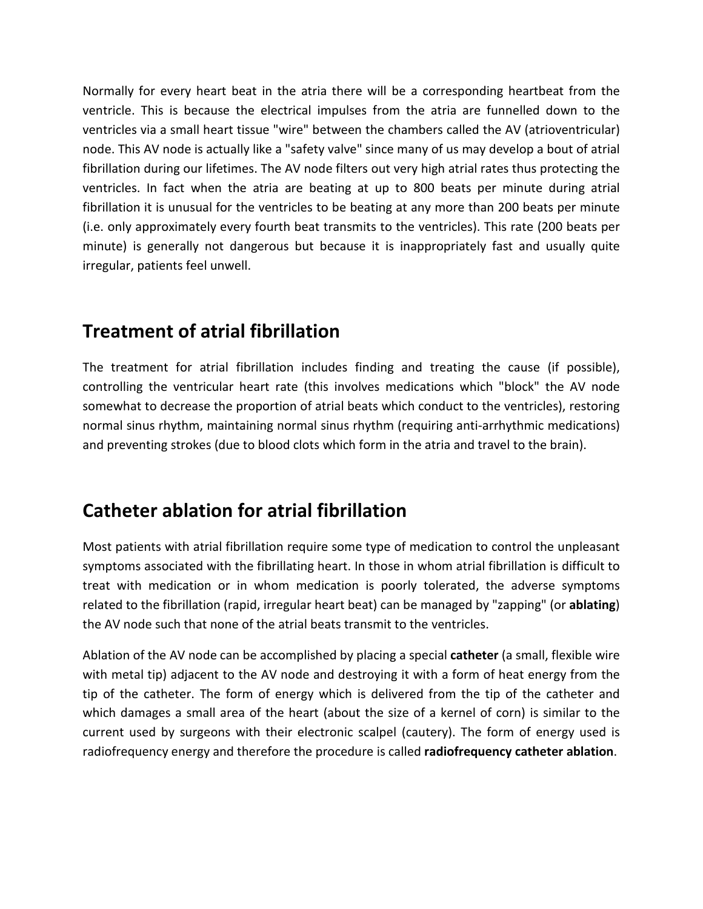Normally for every heart beat in the atria there will be a corresponding heartbeat from the ventricle. This is because the electrical impulses from the atria are funnelled down to the ventricles via a small heart tissue "wire" between the chambers called the AV (atrioventricular) node. This AV node is actually like a "safety valve" since many of us may develop a bout of atrial fibrillation during our lifetimes. The AV node filters out very high atrial rates thus protecting the ventricles. In fact when the atria are beating at up to 800 beats per minute during atrial fibrillation it is unusual for the ventricles to be beating at any more than 200 beats per minute (i.e. only approximately every fourth beat transmits to the ventricles). This rate (200 beats per minute) is generally not dangerous but because it is inappropriately fast and usually quite irregular, patients feel unwell.

## Treatment of atrial fibrillation

The treatment for atrial fibrillation includes finding and treating the cause (if possible), controlling the ventricular heart rate (this involves medications which "block" the AV node somewhat to decrease the proportion of atrial beats which conduct to the ventricles), restoring normal sinus rhythm, maintaining normal sinus rhythm (requiring anti-arrhythmic medications) and preventing strokes (due to blood clots which form in the atria and travel to the brain).

## Catheter ablation for atrial fibrillation

Most patients with atrial fibrillation require some type of medication to control the unpleasant symptoms associated with the fibrillating heart. In those in whom atrial fibrillation is difficult to treat with medication or in whom medication is poorly tolerated, the adverse symptoms related to the fibrillation (rapid, irregular heart beat) can be managed by "zapping" (or **ablating**) the AV node such that none of the atrial beats transmit to the ventricles.

Ablation of the AV node can be accomplished by placing a special **catheter** (a small, flexible wire with metal tip) adjacent to the AV node and destroying it with a form of heat energy from the tip of the catheter. The form of energy which is delivered from the tip of the catheter and which damages a small area of the heart (about the size of a kernel of corn) is similar to the current used by surgeons with their electronic scalpel (cautery). The form of energy used is radiofrequency energy and therefore the procedure is called **radiofrequency catheter ablation**.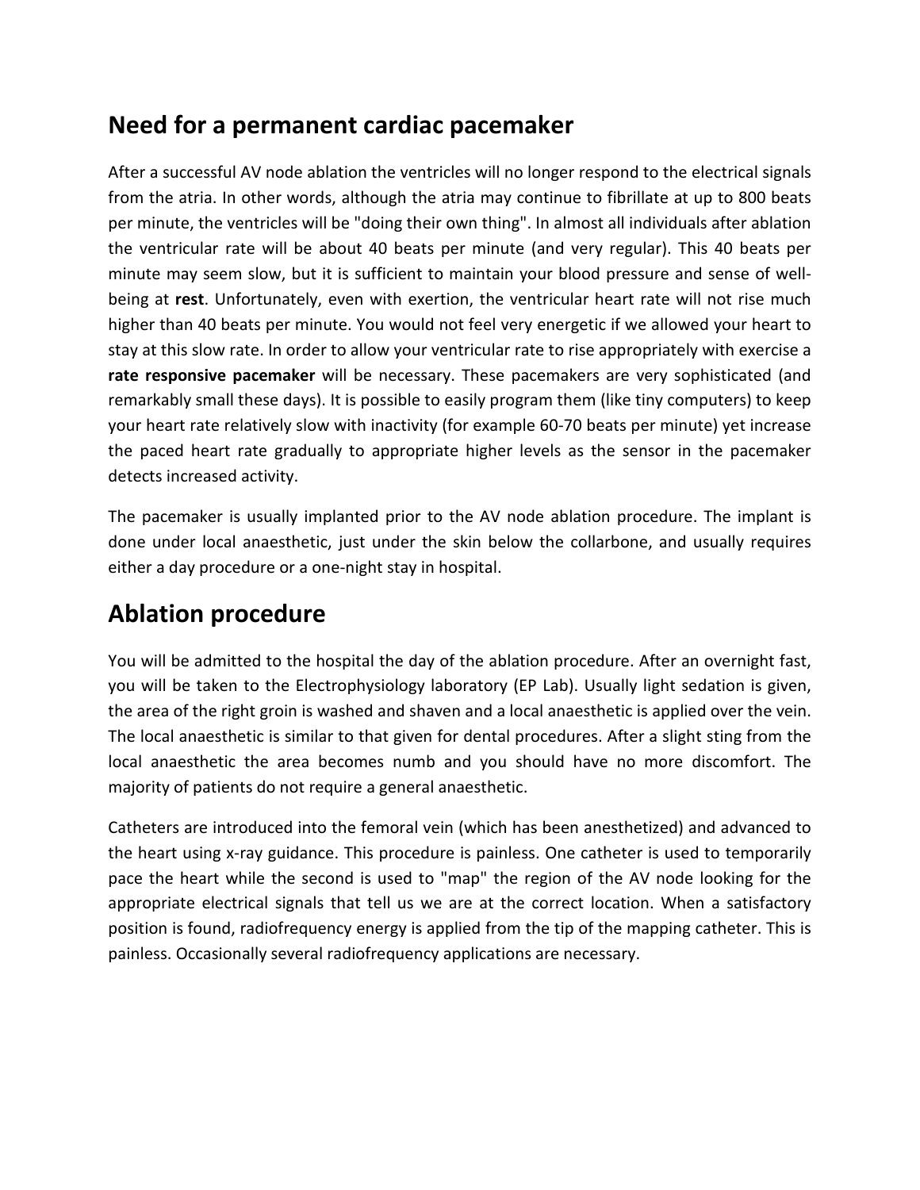## Need for a permanent cardiac pacemaker

After a successful AV node ablation the ventricles will no longer respond to the electrical signals from the atria. In other words, although the atria may continue to fibrillate at up to 800 beats per minute, the ventricles will be "doing their own thing". In almost all individuals after ablation the ventricular rate will be about 40 beats per minute (and very regular). This 40 beats per minute may seem slow, but it is sufficient to maintain your blood pressure and sense of well-being at **rest**. Unfortunately, even with exertion, the ventricular heart rate will not rise much higher than 40 beats per minute. You would not feel very energetic if we allowed your heart to stay at this slow rate. In order to allow your ventricular rate to rise appropriately with exercise a **rate responsive pacemaker** will be necessary. These pacemakers are very sophisticated (and remarkably small these days). It is possible to easily program them (like tiny computers) to keep your heart rate relatively slow with inactivity (for example 60-70 beats per minute) yet increase the paced heart rate gradually to appropriate higher levels as the sensor in the pacemaker detects increased activity.

The pacemaker is usually implanted prior to the AV node ablation procedure. The implant is done under local anaesthetic, just under the skin below the collarbone, and usually requires either a day procedure or a one-night stay in hospital.

## Ablation procedure

You will be admitted to the hospital the day of the ablation procedure. After an overnight fast, you will be taken to the Electrophysiology laboratory (EP Lab). Usually light sedation is given, the area of the right groin is washed and shaven and a local anaesthetic is applied over the vein. The local anaesthetic is similar to that given for dental procedures. After a slight sting from the local anaesthetic the area becomes numb and you should have no more discomfort. The majority of patients do not require a general anaesthetic.

Catheters are introduced into the femoral vein (which has been anesthetized) and advanced to the heart using x-ray guidance. This procedure is painless. One catheter is used to temporarily pace the heart while the second is used to "map" the region of the AV node looking for the appropriate electrical signals that tell us we are at the correct location. When a satisfactory position is found, radiofrequency energy is applied from the tip of the mapping catheter. This is painless. Occasionally several radiofrequency applications are necessary.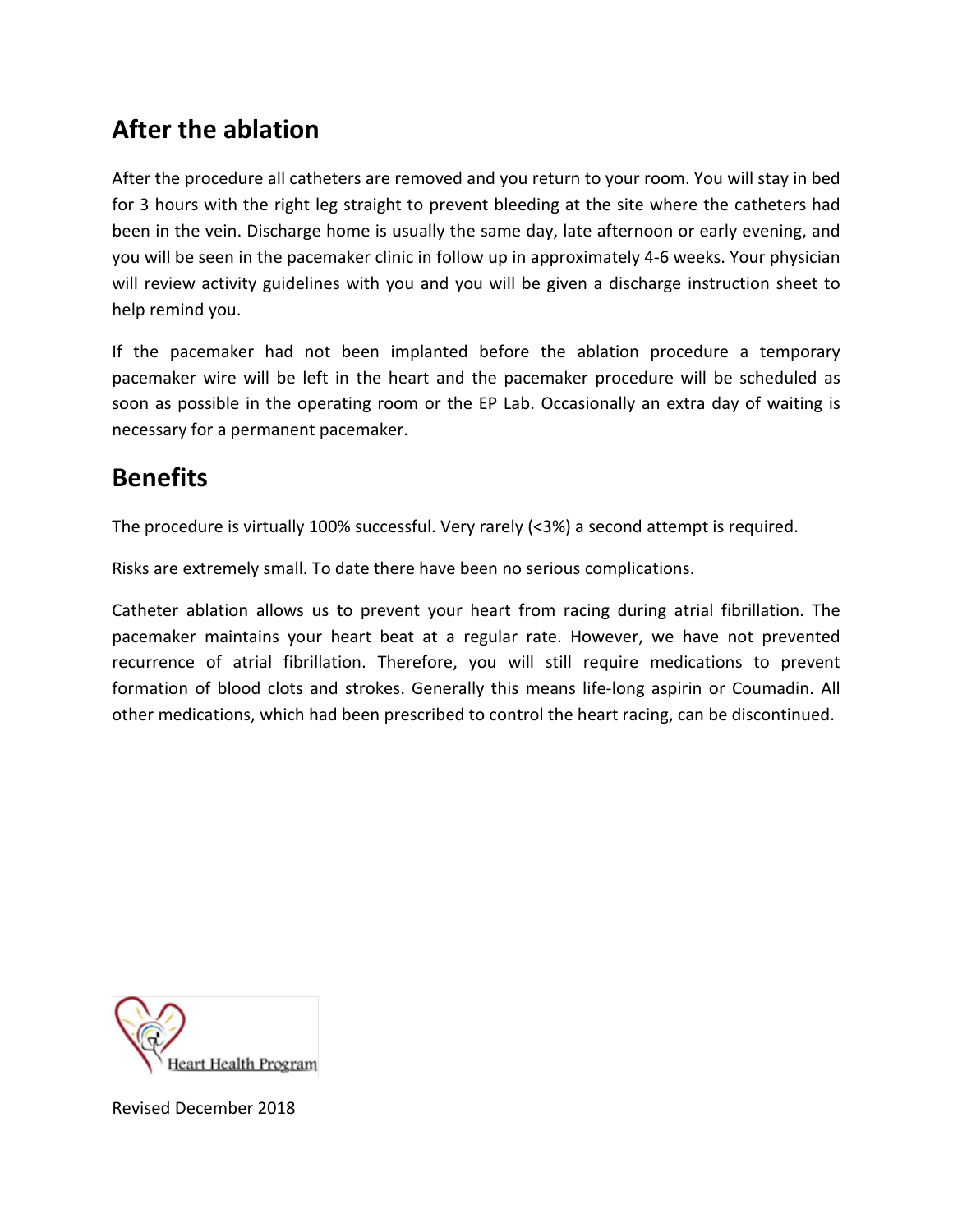## After the ablation

After the procedure all catheters are removed and you return to your room. You will stay in bed for 3 hours with the right leg straight to prevent bleeding at the site where the catheters had been in the vein. Discharge home is usually the same day, late afternoon or early evening, and you will be seen in the pacemaker clinic in follow up in approximately 4-6 weeks. Your physician will review activity guidelines with you and you will be given a discharge instruction sheet to help remind you.

If the pacemaker had not been implanted before the ablation procedure a temporary pacemaker wire will be left in the heart and the pacemaker procedure will be scheduled as soon as possible in the operating room or the EP Lab. Occasionally an extra day of waiting is necessary for a permanent pacemaker.

## Benefits

The procedure is virtually 100% successful. Very rarely (<3%) a second attempt is required.

Risks are extremely small. To date there have been no serious complications.

Catheter ablation allows us to prevent your heart from racing during atrial fibrillation. The pacemaker maintains your heart beat at a regular rate. However, we have not prevented recurrence of atrial fibrillation. Therefore, you will still require medications to prevent formation of blood clots and strokes. Generally this means life-long aspirin or Coumadin. All other medications, which had been prescribed to control the heart racing, can be discontinued.

Heart Health Program

Revised December 2018